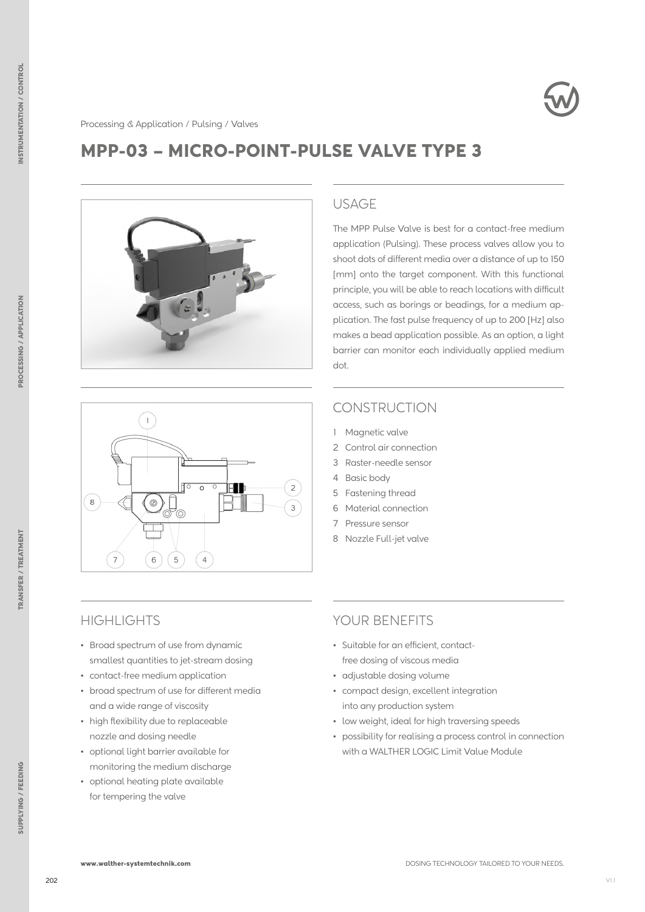Processing & Application / Pulsing / Valves

# MPP-03 – MICRO-POINT-PULSE VALVE TYPE 3

## USAGE

The MPP Pulse Valve is best for a contact-free medium application (Pulsing). These process valves allow you to shoot dots of different media over a distance of up to 150 [mm] onto the target component. With this functional principle, you will be able to reach locations with difficult access, such as borings or beadings, for a medium application. The fast pulse frequency of up to 200 [Hz] also makes a bead application possible. As an option, a light barrier can monitor each individually applied medium dot.

## CONSTRUCTION

1 Magnetic valve
2 Control air connection
3 Raster-needle sensor
4 Basic body
5 Fastening thread
6 Material connection
7 Pressure sensor
8 Nozzle Full-jet valve

## HIGHLIGHTS

- Broad spectrum of use from dynamic smallest quantities to jet-stream dosing
- contact-free medium application
- broad spectrum of use for different media and a wide range of viscosity
- high flexibility due to replaceable nozzle and dosing needle
- optional light barrier available for monitoring the medium discharge
- optional heating plate available for tempering the valve

## YOUR BENEFITS

- Suitable for an efficient, contact-free dosing of viscous media
- adjustable dosing volume
- compact design, excellent integration into any production system
- low weight, ideal for high traversing speeds
- possibility for realising a process control in connection with a WALTHER LOGIC Limit Value Module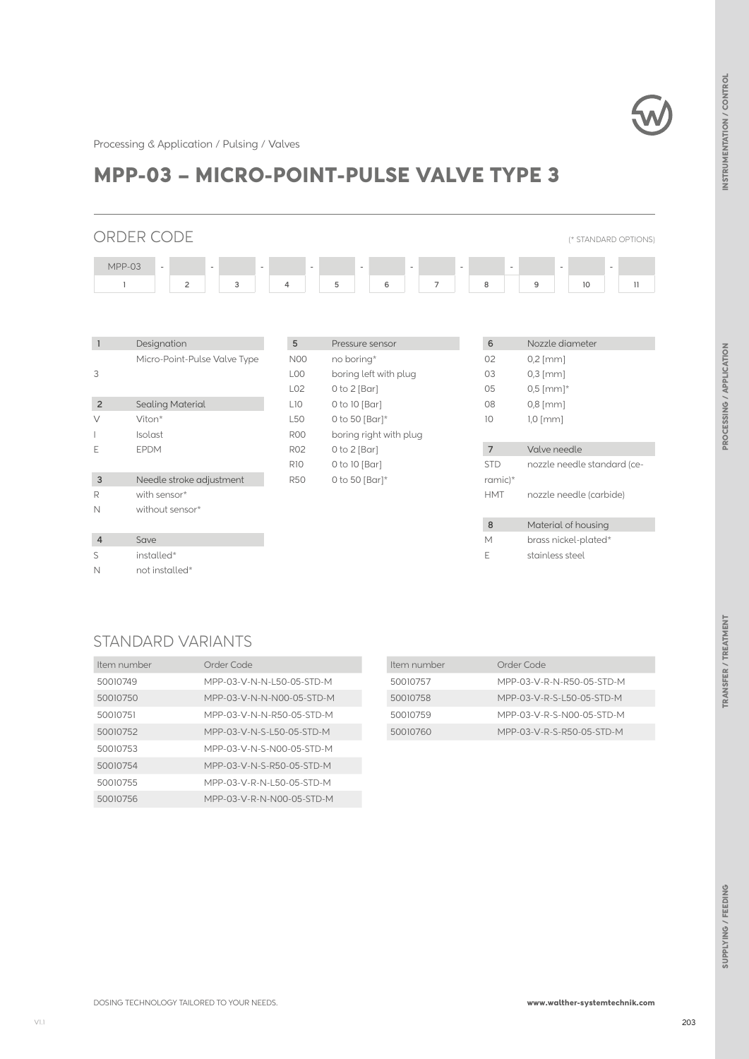Processing & Application / Pulsing / Valves

# MPP-03 – MICRO-POINT-PULSE VALVE TYPE 3

## ORDER CODE

(* STANDARD OPTIONS)

| MPP-03 | - | | - | | - | | - | | - | | - | | - | | - | | - | | - | |
|---|---|---|---|---|---|---|---|---|---|---|---|---|---|---|---|---|---|---|---|---|
| 1 | | 2 | | 3 | | 4 | | 5 | | 6 | | 7 | | 8 | | 9 | | 10 | | 11 |

| 1 | Designation |
|---|---|
| 3 | Micro-Point-Pulse Valve Type |

| 2 | Sealing Material |
|---|---|
| V | Viton* |
| I | Isolast |
| E | EPDM |

| 3 | Needle stroke adjustment |
|---|---|
| R | with sensor* |
| N | without sensor* |

| 4 | Save |
|---|---|
| S | installed* |
| N | not installed* |

| 5 | Pressure sensor |
|---|---|
| N00 | no boring* |
| L00 | boring left with plug |
| L02 | 0 to 2 [Bar] |
| L10 | 0 to 10 [Bar] |
| L50 | 0 to 50 [Bar]* |
| R00 | boring right with plug |
| R02 | 0 to 2 [Bar] |
| R10 | 0 to 10 [Bar] |
| R50 | 0 to 50 [Bar]* |

| 6 | Nozzle diameter |
|---|---|
| 02 | 0,2 [mm] |
| 03 | 0,3 [mm] |
| 05 | 0,5 [mm]* |
| 08 | 0,8 [mm] |
| 10 | 1,0 [mm] |

| 7 | Valve needle |
|---|---|
| STD | nozzle needle standard (ceramic)* |
| HMT | nozzle needle (carbide) |

| 8 | Material of housing |
|---|---|
| M | brass nickel-plated* |
| E | stainless steel |

## STANDARD VARIANTS

| Item number | Order Code |
|---|---|
| 50010749 | MPP-03-V-N-N-L50-05-STD-M |
| 50010750 | MPP-03-V-N-N-N00-05-STD-M |
| 50010751 | MPP-03-V-N-N-R50-05-STD-M |
| 50010752 | MPP-03-V-N-S-L50-05-STD-M |
| 50010753 | MPP-03-V-N-S-N00-05-STD-M |
| 50010754 | MPP-03-V-N-S-R50-05-STD-M |
| 50010755 | MPP-03-V-R-N-L50-05-STD-M |
| 50010756 | MPP-03-V-R-N-N00-05-STD-M |
| 50010757 | MPP-03-V-R-N-R50-05-STD-M |
| 50010758 | MPP-03-V-R-S-L50-05-STD-M |
| 50010759 | MPP-03-V-R-S-N00-05-STD-M |
| 50010760 | MPP-03-V-R-S-R50-05-STD-M |

DOSING TECHNOLOGY TAILORED TO YOUR NEEDS.

**www.walther-systemtechnik.com**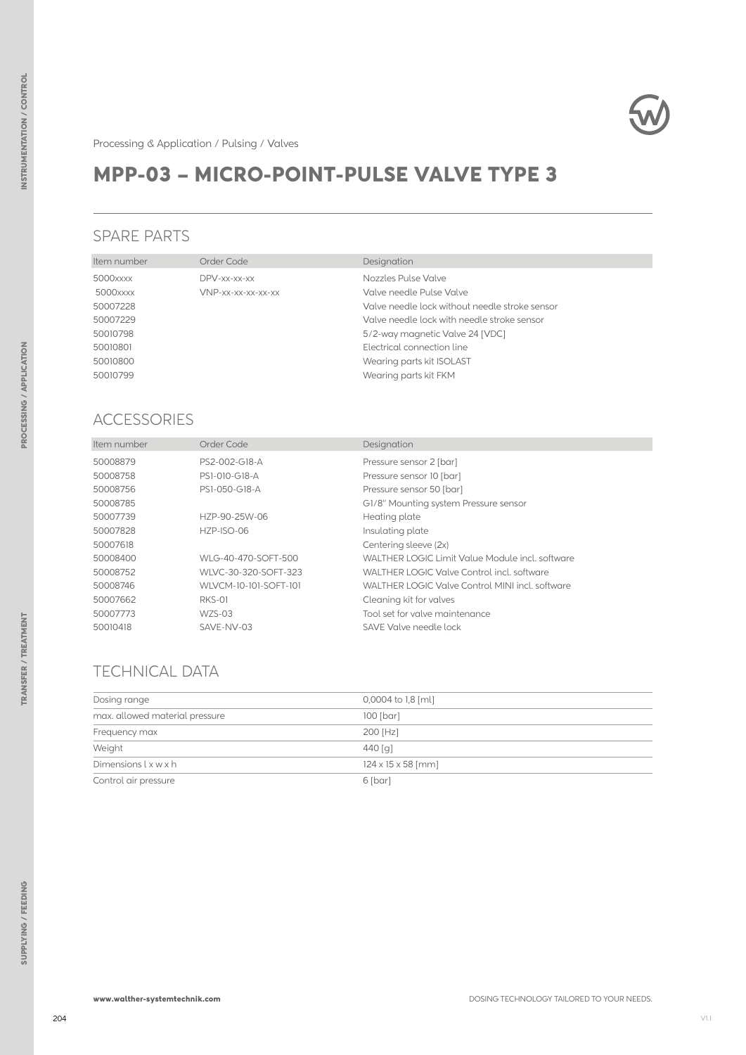Processing & Application / Pulsing / Valves

# MPP-03 – MICRO-POINT-PULSE VALVE TYPE 3

## SPARE PARTS

| Item number | Order Code | Designation |
|---|---|---|
| 5000xxxx | DPV-xx-xx-xx | Nozzles Pulse Valve |
| 5000xxxx | VNP-xx-xx-xx-xx-xx | Valve needle Pulse Valve |
| 50007228 | | Valve needle lock without needle stroke sensor |
| 50007229 | | Valve needle lock with needle stroke sensor |
| 50010798 | | 5/2-way magnetic Valve 24 [VDC] |
| 50010801 | | Electrical connection line |
| 50010800 | | Wearing parts kit ISOLAST |
| 50010799 | | Wearing parts kit FKM |

## ACCESSORIES

| Item number | Order Code | Designation |
|---|---|---|
| 50008879 | PS2-002-G18-A | Pressure sensor 2 [bar] |
| 50008758 | PS1-010-G18-A | Pressure sensor 10 [bar] |
| 50008756 | PS1-050-G18-A | Pressure sensor 50 [bar] |
| 50008785 | | G1/8" Mounting system Pressure sensor |
| 50007739 | HZP-90-25W-06 | Heating plate |
| 50007828 | HZP-ISO-06 | Insulating plate |
| 50007618 | | Centering sleeve (2x) |
| 50008400 | WLG-40-470-SOFT-500 | WALTHER LOGIC Limit Value Module incl. software |
| 50008752 | WLVC-30-320-SOFT-323 | WALTHER LOGIC Valve Control incl. software |
| 50008746 | WLVCM-10-101-SOFT-101 | WALTHER LOGIC Valve Control MINI incl. software |
| 50007662 | RKS-01 | Cleaning kit for valves |
| 50007773 | WZS-03 | Tool set for valve maintenance |
| 50010418 | SAVE-NV-03 | SAVE Valve needle lock |

## TECHNICAL DATA

| | |
|---|---|
| Dosing range | 0,0004 to 1,8 [ml] |
| max. allowed material pressure | 100 [bar] |
| Frequency max | 200 [Hz] |
| Weight | 440 [g] |
| Dimensions l x w x h | 124 x 15 x 58 [mm] |
| Control air pressure | 6 [bar] |